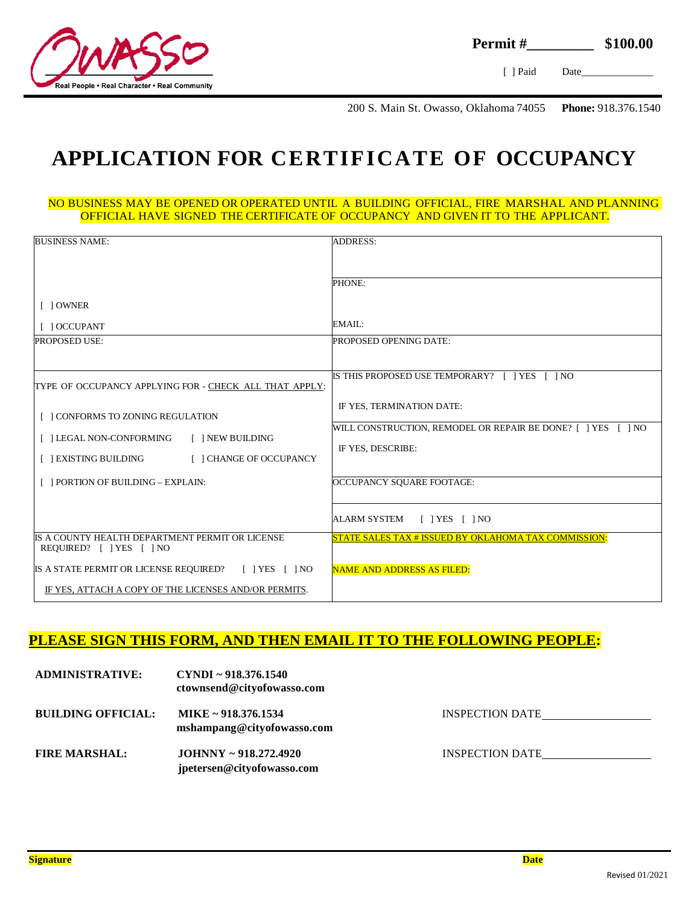Real People • Real Character • Real Community

**Permit #________** **$100.00**

[ ] Paid Date______________

200 S. Main St. Owasso, Oklahoma 74055 **Phone:** 918.376.1540

# APPLICATION FOR CERTIFICATE OF OCCUPANCY

NO BUSINESS MAY BE OPENED OR OPERATED UNTIL A BUILDING OFFICIAL, FIRE MARSHAL AND PLANNING OFFICIAL HAVE SIGNED THE CERTIFICATE OF OCCUPANCY AND GIVEN IT TO THE APPLICANT.

| | |
|---|---|
| BUSINESS NAME:<br><br>[ ] OWNER<br>[ ] OCCUPANT | ADDRESS:<br><br>PHONE:<br><br>EMAIL: |
| PROPOSED USE: | PROPOSED OPENING DATE: |
| TYPE OF OCCUPANCY APPLYING FOR - CHECK ALL THAT APPLY:<br><br>[ ] CONFORMS TO ZONING REGULATION<br>[ ] LEGAL NON-CONFORMING [ ] NEW BUILDING<br>[ ] EXISTING BUILDING [ ] CHANGE OF OCCUPANCY<br>[ ] PORTION OF BUILDING – EXPLAIN: | IS THIS PROPOSED USE TEMPORARY? [ ] YES [ ] NO<br>IF YES, TERMINATION DATE:<br><br>WILL CONSTRUCTION, REMODEL OR REPAIR BE DONE? [ ] YES [ ] NO<br>IF YES, DESCRIBE:<br><br>OCCUPANCY SQUARE FOOTAGE:<br><br>ALARM SYSTEM [ ] YES [ ] NO |
| IS A COUNTY HEALTH DEPARTMENT PERMIT OR LICENSE REQUIRED? [ ] YES [ ] NO<br><br>IS A STATE PERMIT OR LICENSE REQUIRED? [ ] YES [ ] NO<br><br>IF YES, ATTACH A COPY OF THE LICENSES AND/OR PERMITS. | STATE SALES TAX # ISSUED BY OKLAHOMA TAX COMMISSION:<br><br>NAME AND ADDRESS AS FILED: |

## PLEASE SIGN THIS FORM, AND THEN EMAIL IT TO THE FOLLOWING PEOPLE:

| | | |
|---|---|---|
| **ADMINISTRATIVE:** | **CYNDI ~ 918.376.1540**<br>**ctownsend@cityofowasso.com** | |
| **BUILDING OFFICIAL:** | **MIKE ~ 918.376.1534**<br>**mshampang@cityofowasso.com** | INSPECTION DATE__________________ |
| **FIRE MARSHAL:** | **JOHNNY ~ 918.272.4920**<br>**jpetersen@cityofowasso.com** | INSPECTION DATE__________________ |

**Signature** **Date**

Revised 01/2021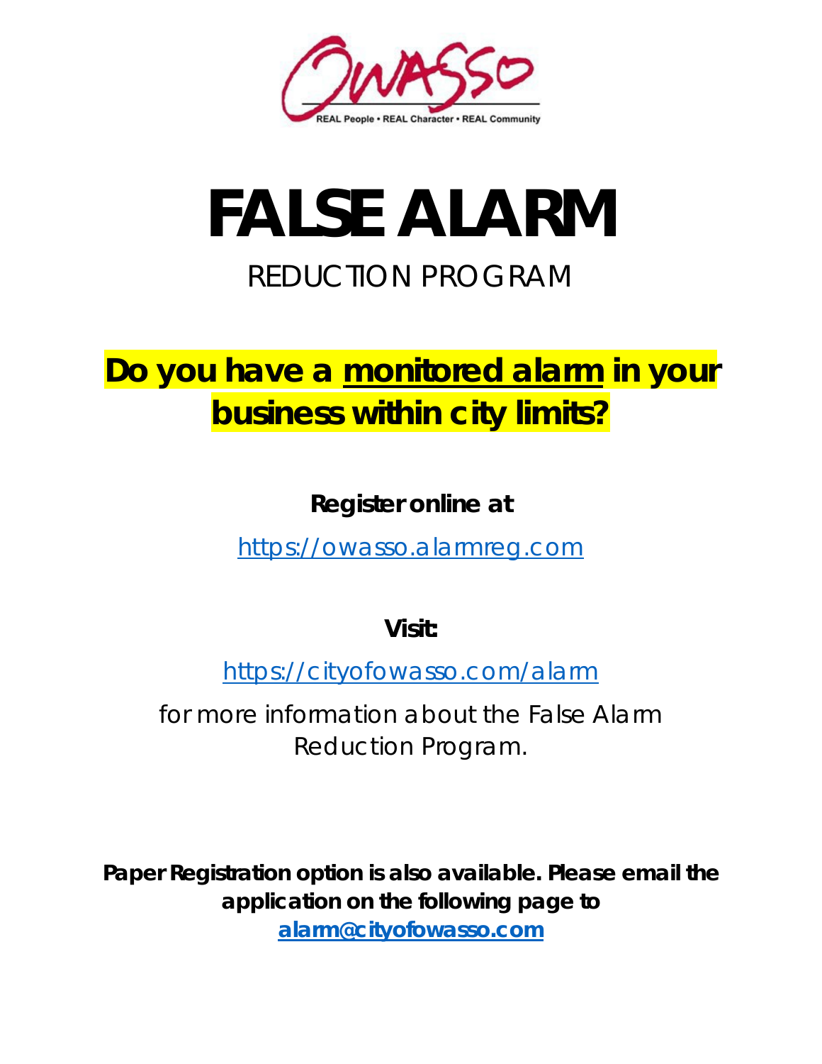OWASSO

REAL People • REAL Character • REAL Community

# FALSE ALARM

## REDUCTION PROGRAM

**Do you have a monitored alarm in your business within city limits?**

**Register online at**

https://owasso.alarmreg.com

**Visit:**

https://cityofowasso.com/alarm

for more information about the False Alarm Reduction Program.

**Paper Registration option is also available. Please email the application on the following page to alarm@cityofowasso.com**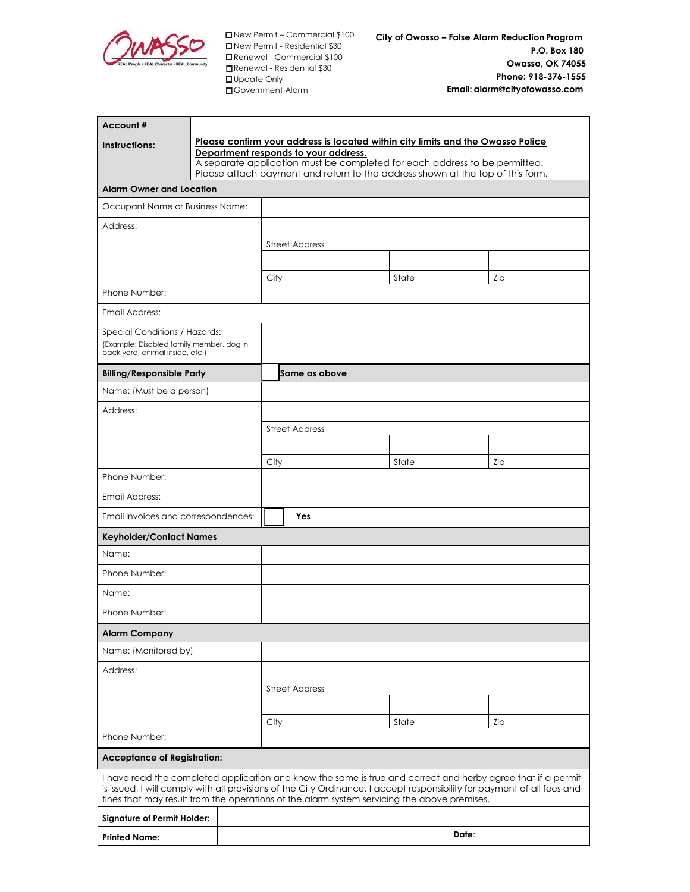- ☐ New Permit – Commercial $100
- ☐ New Permit - Residential $30
- ☐ Renewal - Commercial $100
- ☐ Renewal - Residential $30
- ☐ Update Only
- ☐ Government Alarm

**City of Owasso – False Alarm Reduction Program**
**P.O. Box 180**
**Owasso, OK 74055**
**Phone: 918-376-1555**
**Email: alarm@cityofowasso.com**

| | |
|---|---|
| **Account #** | |
| **Instructions:** | **Please confirm your address is located within city limits and the Owasso Police Department responds to your address.** A separate application must be completed for each address to be permitted. Please attach payment and return to the address shown at the top of this form. |

| | | | |
|---|---|---|---|
| **Alarm Owner and Location** | | | |
| Occupant Name or Business Name: | | | |
| Address: | | | |
| | Street Address | | |
| | | | |
| | City | State | Zip |
| Phone Number: | | | |
| Email Address: | | | |
| Special Conditions / Hazards: (Example: Disabled family member, dog in back yard, animal inside, etc.) | | | |
| **Billing/Responsible Party** | ☐ **Same as above** | | |
| Name: (Must be a person) | | | |
| Address: | | | |
| | Street Address | | |
| | | | |
| | City | State | Zip |
| Phone Number: | | | |
| Email Address: | | | |
| Email invoices and correspondences: | ☐ **Yes** | | |
| **Keyholder/Contact Names** | | | |
| Name: | | | |
| Phone Number: | | | |
| Name: | | | |
| Phone Number: | | | |
| **Alarm Company** | | | |
| Name: (Monitored by) | | | |
| Address: | | | |
| | Street Address | | |
| | | | |
| | City | State | Zip |
| Phone Number: | | | |

| | | | |
|---|---|---|---|
| **Acceptance of Registration:** | | | |
| I have read the completed application and know the same is true and correct and herby agree that if a permit is issued, I will comply with all provisions of the City Ordinance. I accept responsibility for payment of all fees and fines that may result from the operations of the alarm system servicing the above premises. | | | |
| **Signature of Permit Holder:** | | | |
| **Printed Name:** | | **Date**: | |